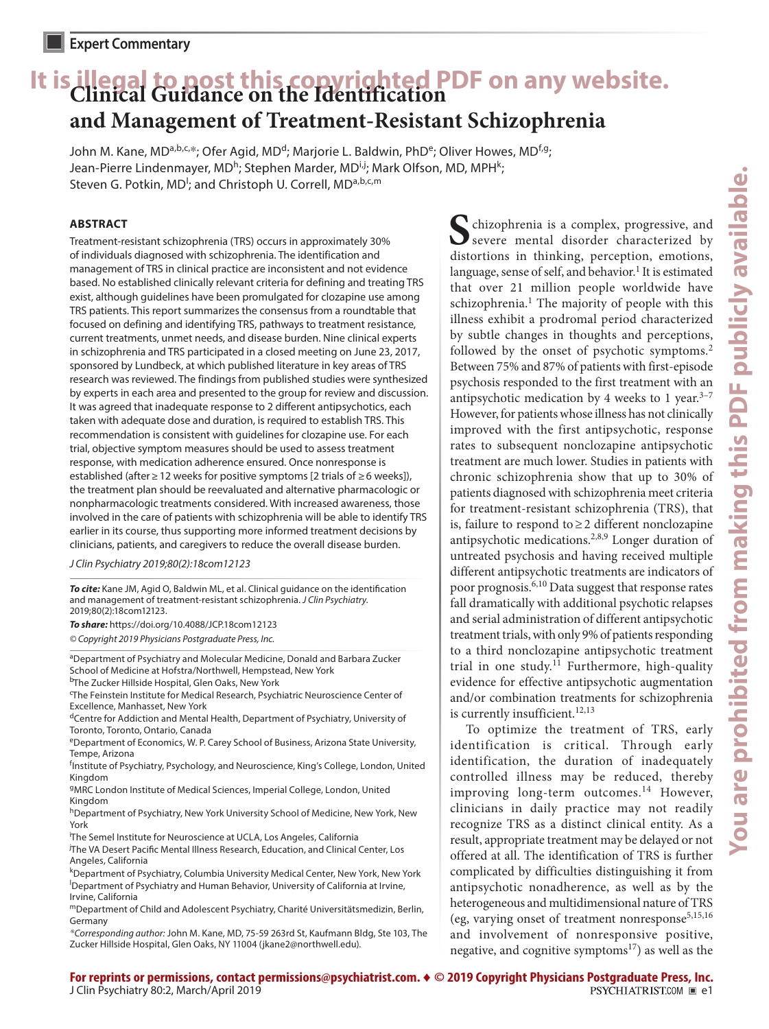Expert Commentary

# Clinical Guidance on the Identification and Management of Treatment-Resistant Schizophrenia

John M. Kane, MD[a,b,c,*]; Ofer Agid, MD[d]; Marjorie L. Baldwin, PhD[e]; Oliver Howes, MD[f,g]; Jean-Pierre Lindenmayer, MD[h]; Stephen Marder, MD[i,j]; Mark Olfson, MD, MPH[k]; Steven G. Potkin, MD[l]; and Christoph U. Correll, MD[a,b,c,m]

## ABSTRACT

Treatment-resistant schizophrenia (TRS) occurs in approximately 30% of individuals diagnosed with schizophrenia. The identification and management of TRS in clinical practice are inconsistent and not evidence based. No established clinically relevant criteria for defining and treating TRS exist, although guidelines have been promulgated for clozapine use among TRS patients. This report summarizes the consensus from a roundtable that focused on defining and identifying TRS, pathways to treatment resistance, current treatments, unmet needs, and disease burden. Nine clinical experts in schizophrenia and TRS participated in a closed meeting on June 23, 2017, sponsored by Lundbeck, at which published literature in key areas of TRS research was reviewed. The findings from published studies were synthesized by experts in each area and presented to the group for review and discussion. It was agreed that inadequate response to 2 different antipsychotics, each taken with adequate dose and duration, is required to establish TRS. This recommendation is consistent with guidelines for clozapine use. For each trial, objective symptom measures should be used to assess treatment response, with medication adherence ensured. Once nonresponse is established (after ≥ 12 weeks for positive symptoms [2 trials of ≥ 6 weeks]), the treatment plan should be reevaluated and alternative pharmacologic or nonpharmacologic treatments considered. With increased awareness, those involved in the care of patients with schizophrenia will be able to identify TRS earlier in its course, thus supporting more informed treatment decisions by clinicians, patients, and caregivers to reduce the overall disease burden.

*J Clin Psychiatry 2019;80(2):18com12123*

***To cite:*** Kane JM, Agid O, Baldwin ML, et al. Clinical guidance on the identification and management of treatment-resistant schizophrenia. *J Clin Psychiatry.* 2019;80(2):18com12123.

***To share:*** https://doi.org/10.4088/JCP.18com12123

*© Copyright 2019 Physicians Postgraduate Press, Inc.*

[a]Department of Psychiatry and Molecular Medicine, Donald and Barbara Zucker School of Medicine at Hofstra/Northwell, Hempstead, New York
[b]The Zucker Hillside Hospital, Glen Oaks, New York
[c]The Feinstein Institute for Medical Research, Psychiatric Neuroscience Center of Excellence, Manhasset, New York
[d]Centre for Addiction and Mental Health, Department of Psychiatry, University of Toronto, Toronto, Ontario, Canada
[e]Department of Economics, W. P. Carey School of Business, Arizona State University, Tempe, Arizona
[f]Institute of Psychiatry, Psychology, and Neuroscience, King's College, London, United Kingdom
[g]MRC London Institute of Medical Sciences, Imperial College, London, United Kingdom
[h]Department of Psychiatry, New York University School of Medicine, New York, New York
[i]The Semel Institute for Neuroscience at UCLA, Los Angeles, California
[j]The VA Desert Pacific Mental Illness Research, Education, and Clinical Center, Los Angeles, California
[k]Department of Psychiatry, Columbia University Medical Center, New York, New York
[l]Department of Psychiatry and Human Behavior, University of California at Irvine, Irvine, California
[m]Department of Child and Adolescent Psychiatry, Charité Universitätsmedizin, Berlin, Germany
*Corresponding author: John M. Kane, MD, 75-59 263rd St, Kaufmann Bldg, Ste 103, The Zucker Hillside Hospital, Glen Oaks, NY 11004 (jkane2@northwell.edu).

Schizophrenia is a complex, progressive, and severe mental disorder characterized by distortions in thinking, perception, emotions, language, sense of self, and behavior.[1] It is estimated that over 21 million people worldwide have schizophrenia.[1] The majority of people with this illness exhibit a prodromal period characterized by subtle changes in thoughts and perceptions, followed by the onset of psychotic symptoms.[2] Between 75% and 87% of patients with first-episode psychosis responded to the first treatment with an antipsychotic medication by 4 weeks to 1 year.[3–7] However, for patients whose illness has not clinically improved with the first antipsychotic, response rates to subsequent nonclozapine antipsychotic treatment are much lower. Studies in patients with chronic schizophrenia show that up to 30% of patients diagnosed with schizophrenia meet criteria for treatment-resistant schizophrenia (TRS), that is, failure to respond to ≥ 2 different nonclozapine antipsychotic medications.[2,8,9] Longer duration of untreated psychosis and having received multiple different antipsychotic treatments are indicators of poor prognosis.[6,10] Data suggest that response rates fall dramatically with additional psychotic relapses and serial administration of different antipsychotic treatment trials, with only 9% of patients responding to a third nonclozapine antipsychotic treatment trial in one study.[11] Furthermore, high-quality evidence for effective antipsychotic augmentation and/or combination treatments for schizophrenia is currently insufficient.[12,13]

To optimize the treatment of TRS, early identification is critical. Through early identification, the duration of inadequately controlled illness may be reduced, thereby improving long-term outcomes.[14] However, clinicians in daily practice may not readily recognize TRS as a distinct clinical entity. As a result, appropriate treatment may be delayed or not offered at all. The identification of TRS is further complicated by difficulties distinguishing it from antipsychotic nonadherence, as well as by the heterogeneous and multidimensional nature of TRS (eg, varying onset of treatment nonresponse[5,15,16] and involvement of nonresponsive positive, negative, and cognitive symptoms[17]) as well as the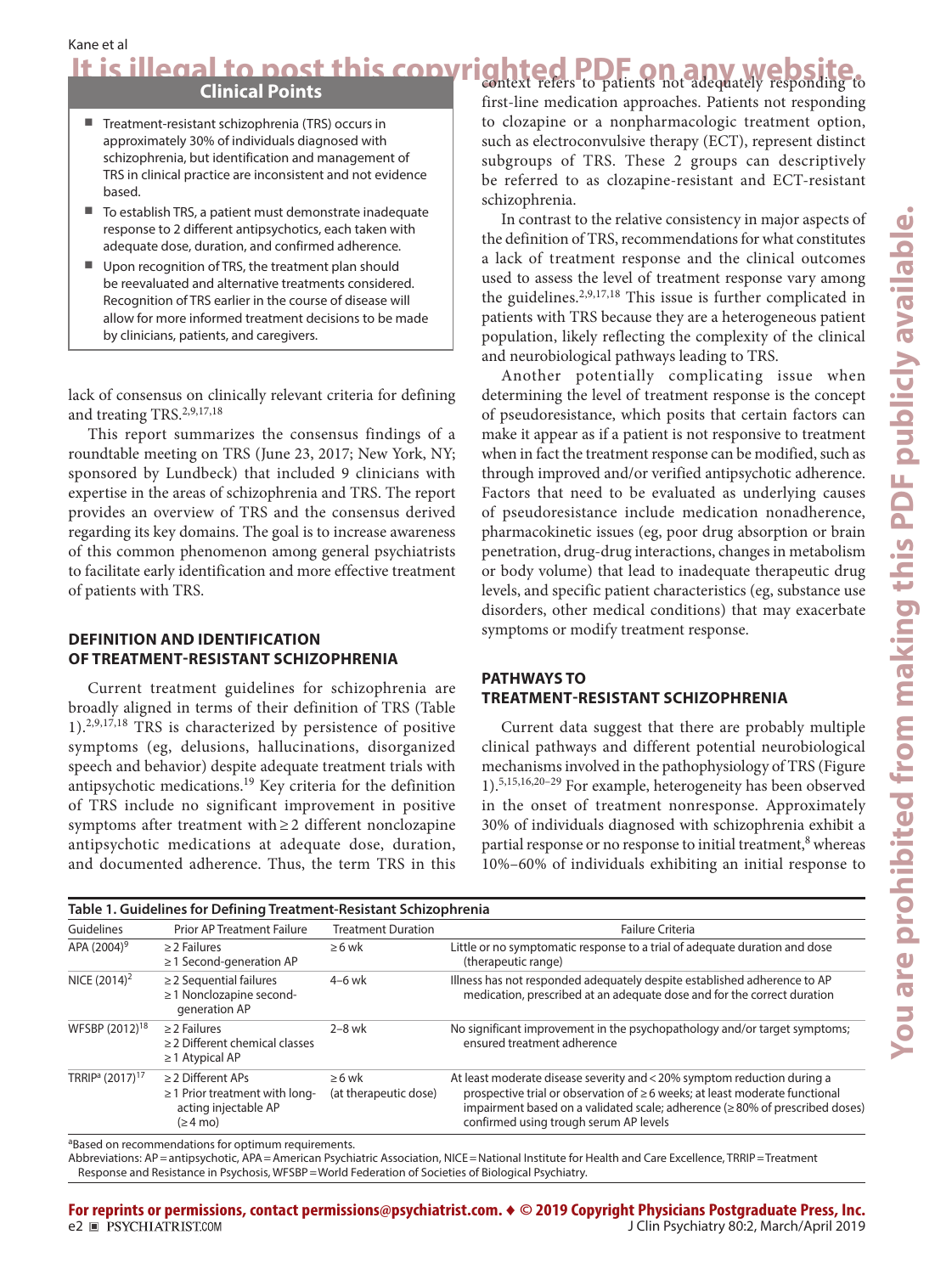## Clinical Points

- Treatment-resistant schizophrenia (TRS) occurs in approximately 30% of individuals diagnosed with schizophrenia, but identification and management of TRS in clinical practice are inconsistent and not evidence based.
- To establish TRS, a patient must demonstrate inadequate response to 2 different antipsychotics, each taken with adequate dose, duration, and confirmed adherence.
- Upon recognition of TRS, the treatment plan should be reevaluated and alternative treatments considered. Recognition of TRS earlier in the course of disease will allow for more informed treatment decisions to be made by clinicians, patients, and caregivers.

lack of consensus on clinically relevant criteria for defining and treating TRS.[2,9,17,18]

This report summarizes the consensus findings of a roundtable meeting on TRS (June 23, 2017; New York, NY; sponsored by Lundbeck) that included 9 clinicians with expertise in the areas of schizophrenia and TRS. The report provides an overview of TRS and the consensus derived regarding its key domains. The goal is to increase awareness of this common phenomenon among general psychiatrists to facilitate early identification and more effective treatment of patients with TRS.

## DEFINITION AND IDENTIFICATION OF TREATMENT-RESISTANT SCHIZOPHRENIA

Current treatment guidelines for schizophrenia are broadly aligned in terms of their definition of TRS (Table 1).[2,9,17,18] TRS is characterized by persistence of positive symptoms (eg, delusions, hallucinations, disorganized speech and behavior) despite adequate treatment trials with antipsychotic medications.[19] Key criteria for the definition of TRS include no significant improvement in positive symptoms after treatment with ≥ 2 different nonclozapine antipsychotic medications at adequate dose, duration, and documented adherence. Thus, the term TRS in this context refers to patients not adequately responding to first-line medication approaches. Patients not responding to clozapine or a nonpharmacologic treatment option, such as electroconvulsive therapy (ECT), represent distinct subgroups of TRS. These 2 groups can descriptively be referred to as clozapine-resistant and ECT-resistant schizophrenia.

In contrast to the relative consistency in major aspects of the definition of TRS, recommendations for what constitutes a lack of treatment response and the clinical outcomes used to assess the level of treatment response vary among the guidelines.[2,9,17,18] This issue is further complicated in patients with TRS because they are a heterogeneous patient population, likely reflecting the complexity of the clinical and neurobiological pathways leading to TRS.

Another potentially complicating issue when determining the level of treatment response is the concept of pseudoresistance, which posits that certain factors can make it appear as if a patient is not responsive to treatment when in fact the treatment response can be modified, such as through improved and/or verified antipsychotic adherence. Factors that need to be evaluated as underlying causes of pseudoresistance include medication nonadherence, pharmacokinetic issues (eg, poor drug absorption or brain penetration, drug-drug interactions, changes in metabolism or body volume) that lead to inadequate therapeutic drug levels, and specific patient characteristics (eg, substance use disorders, other medical conditions) that may exacerbate symptoms or modify treatment response.

## PATHWAYS TO TREATMENT-RESISTANT SCHIZOPHRENIA

Current data suggest that there are probably multiple clinical pathways and different potential neurobiological mechanisms involved in the pathophysiology of TRS (Figure 1).[5,15,16,20–29] For example, heterogeneity has been observed in the onset of treatment nonresponse. Approximately 30% of individuals diagnosed with schizophrenia exhibit a partial response or no response to initial treatment,[8] whereas 10%–60% of individuals exhibiting an initial response to

**Table 1. Guidelines for Defining Treatment-Resistant Schizophrenia**

| Guidelines | Prior AP Treatment Failure | Treatment Duration | Failure Criteria |
|---|---|---|---|
| APA (2004)[9] | ≥ 2 Failures<br>≥ 1 Second-generation AP | ≥ 6 wk | Little or no symptomatic response to a trial of adequate duration and dose (therapeutic range) |
| NICE (2014)[2] | ≥ 2 Sequential failures<br>≥ 1 Nonclozapine second-generation AP | 4–6 wk | Illness has not responded adequately despite established adherence to AP medication, prescribed at an adequate dose and for the correct duration |
| WFSBP (2012)[18] | ≥ 2 Failures<br>≥ 2 Different chemical classes<br>≥ 1 Atypical AP | 2–8 wk | No significant improvement in the psychopathology and/or target symptoms; ensured treatment adherence |
| TRRIP[a] (2017)[17] | ≥ 2 Different APs<br>≥ 1 Prior treatment with long-acting injectable AP (≥ 4 mo) | ≥ 6 wk (at therapeutic dose) | At least moderate disease severity and < 20% symptom reduction during a prospective trial or observation of ≥ 6 weeks; at least moderate functional impairment based on a validated scale; adherence (≥ 80% of prescribed doses) confirmed using trough serum AP levels |

[a]Based on recommendations for optimum requirements.
Abbreviations: AP = antipsychotic, APA = American Psychiatric Association, NICE = National Institute for Health and Care Excellence, TRRIP = Treatment Response and Resistance in Psychosis, WFSBP = World Federation of Societies of Biological Psychiatry.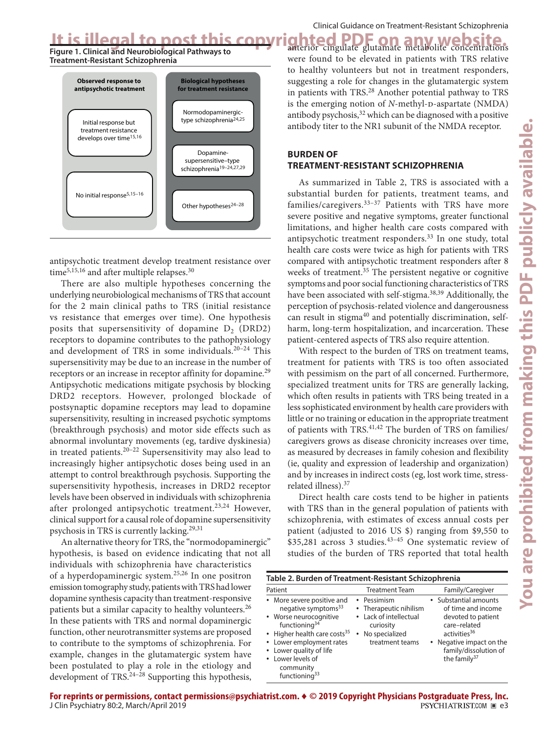**Figure 1. Clinical and Neurobiological Pathways to Treatment-Resistant Schizophrenia**

| Observed response to antipsychotic treatment | Biological hypotheses for treatment resistance |
|---|---|
| Initial response but treatment resistance develops over time[15,16] | Normodopaminergic-type schizophrenia[24,25] |
| | Dopamine-supersensitive–type schizophrenia[19–24,27,29] |
| No initial response[5,15–16] | Other hypotheses[24–28] |

antipsychotic treatment develop treatment resistance over time[5,15,16] and after multiple relapses.[30]

There are also multiple hypotheses concerning the underlying neurobiological mechanisms of TRS that account for the 2 main clinical paths to TRS (initial resistance vs resistance that emerges over time). One hypothesis posits that supersensitivity of dopamine $D_2$ (DRD2) receptors to dopamine contributes to the pathophysiology and development of TRS in some individuals.[20–24] This supersensitivity may be due to an increase in the number of receptors or an increase in receptor affinity for dopamine.[29] Antipsychotic medications mitigate psychosis by blocking DRD2 receptors. However, prolonged blockade of postsynaptic dopamine receptors may lead to dopamine supersensitivity, resulting in increased psychotic symptoms (breakthrough psychosis) and motor side effects such as abnormal involuntary movements (eg, tardive dyskinesia) in treated patients.[20–22] Supersensitivity may also lead to increasingly higher antipsychotic doses being used in an attempt to control breakthrough psychosis. Supporting the supersensitivity hypothesis, increases in DRD2 receptor levels have been observed in individuals with schizophrenia after prolonged antipsychotic treatment.[23,24] However, clinical support for a causal role of dopamine supersensitivity psychosis in TRS is currently lacking.[29,31]

An alternative theory for TRS, the "normodopaminergic" hypothesis, is based on evidence indicating that not all individuals with schizophrenia have characteristics of a hyperdopaminergic system.[25,26] In one positron emission tomography study, patients with TRS had lower dopamine synthesis capacity than treatment-responsive patients but a similar capacity to healthy volunteers.[26] In these patients with TRS and normal dopaminergic function, other neurotransmitter systems are proposed to contribute to the symptoms of schizophrenia. For example, changes in the glutamatergic system have been postulated to play a role in the etiology and development of TRS.[24–28] Supporting this hypothesis, anterior cingulate glutamate metabolite concentrations were found to be elevated in patients with TRS relative to healthy volunteers but not in treatment responders, suggesting a role for changes in the glutamatergic system in patients with TRS.[28] Another potential pathway to TRS is the emerging notion of *N*-methyl-D-aspartate (NMDA) antibody psychosis,[32] which can be diagnosed with a positive antibody titer to the NR1 subunit of the NMDA receptor.

## BURDEN OF TREATMENT-RESISTANT SCHIZOPHRENIA

As summarized in Table 2, TRS is associated with a substantial burden for patients, treatment teams, and families/caregivers.[33–37] Patients with TRS have more severe positive and negative symptoms, greater functional limitations, and higher health care costs compared with antipsychotic treatment responders.[33] In one study, total health care costs were twice as high for patients with TRS compared with antipsychotic treatment responders after 8 weeks of treatment.[35] The persistent negative or cognitive symptoms and poor social functioning characteristics of TRS have been associated with self-stigma.[38,39] Additionally, the perception of psychosis-related violence and dangerousness can result in stigma[40] and potentially discrimination, self-harm, long-term hospitalization, and incarceration. These patient-centered aspects of TRS also require attention.

With respect to the burden of TRS on treatment teams, treatment for patients with TRS is too often associated with pessimism on the part of all concerned. Furthermore, specialized treatment units for TRS are generally lacking, which often results in patients with TRS being treated in a less sophisticated environment by health care providers with little or no training or education in the appropriate treatment of patients with TRS.[41,42] The burden of TRS on families/caregivers grows as disease chronicity increases over time, as measured by decreases in family cohesion and flexibility (ie, quality and expression of leadership and organization) and by increases in indirect costs (eg, lost work time, stress-related illness).[37]

Direct health care costs tend to be higher in patients with TRS than in the general population of patients with schizophrenia, with estimates of excess annual costs per patient (adjusted to 2016 US $) ranging from $9,550 to $35,281 across 3 studies.[43–45] One systematic review of studies of the burden of TRS reported that total health

**Table 2. Burden of Treatment-Resistant Schizophrenia**

| Patient | Treatment Team | Family/Caregiver |
|---|---|---|
| • More severe positive and negative symptoms[33]<br>• Worse neurocognitive functioning[34]<br>• Higher health care costs[35]<br>• Lower employment rates<br>• Lower quality of life<br>• Lower levels of community functioning[33] | • Pessimism<br>• Therapeutic nihilism<br>• Lack of intellectual curiosity<br>• No specialized treatment teams | • Substantial amounts of time and income devoted to patient care–related activities[36]<br>• Negative impact on the family/dissolution of the family[37] |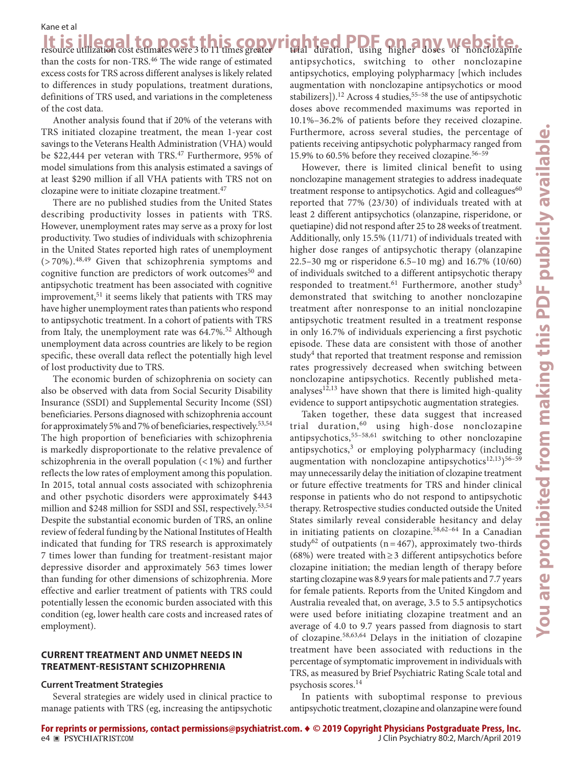resource utilization cost estimates were 3 to 11 times greater than the costs for non-TRS.[46] The wide range of estimated excess costs for TRS across different analyses is likely related to differences in study populations, treatment durations, definitions of TRS used, and variations in the completeness of the cost data.

Another analysis found that if 20% of the veterans with TRS initiated clozapine treatment, the mean 1-year cost savings to the Veterans Health Administration (VHA) would be $22,444 per veteran with TRS.[47] Furthermore, 95% of model simulations from this analysis estimated a savings of at least $290 million if all VHA patients with TRS not on clozapine were to initiate clozapine treatment.[47]

There are no published studies from the United States describing productivity losses in patients with TRS. However, unemployment rates may serve as a proxy for lost productivity. Two studies of individuals with schizophrenia in the United States reported high rates of unemployment (> 70%).[48,49] Given that schizophrenia symptoms and cognitive function are predictors of work outcomes[50] and antipsychotic treatment has been associated with cognitive improvement,[51] it seems likely that patients with TRS may have higher unemployment rates than patients who respond to antipsychotic treatment. In a cohort of patients with TRS from Italy, the unemployment rate was 64.7%.[52] Although unemployment data across countries are likely to be region specific, these overall data reflect the potentially high level of lost productivity due to TRS.

The economic burden of schizophrenia on society can also be observed with data from Social Security Disability Insurance (SSDI) and Supplemental Security Income (SSI) beneficiaries. Persons diagnosed with schizophrenia account for approximately 5% and 7% of beneficiaries, respectively.[53,54] The high proportion of beneficiaries with schizophrenia is markedly disproportionate to the relative prevalence of schizophrenia in the overall population (< 1%) and further reflects the low rates of employment among this population. In 2015, total annual costs associated with schizophrenia and other psychotic disorders were approximately $443 million and $248 million for SSDI and SSI, respectively.[53,54] Despite the substantial economic burden of TRS, an online review of federal funding by the National Institutes of Health indicated that funding for TRS research is approximately 7 times lower than funding for treatment-resistant major depressive disorder and approximately 563 times lower than funding for other dimensions of schizophrenia. More effective and earlier treatment of patients with TRS could potentially lessen the economic burden associated with this condition (eg, lower health care costs and increased rates of employment).

## CURRENT TREATMENT AND UNMET NEEDS IN TREATMENT-RESISTANT SCHIZOPHRENIA

### Current Treatment Strategies

Several strategies are widely used in clinical practice to manage patients with TRS (eg, increasing the antipsychotic trial duration, using higher doses of nonclozapine antipsychotics, switching to other nonclozapine antipsychotics, employing polypharmacy [which includes augmentation with nonclozapine antipsychotics or mood stabilizers]).[12] Across 4 studies,[55–58] the use of antipsychotic doses above recommended maximums was reported in 10.1%–36.2% of patients before they received clozapine. Furthermore, across several studies, the percentage of patients receiving antipsychotic polypharmacy ranged from 15.9% to 60.5% before they received clozapine.[56–59]

However, there is limited clinical benefit to using nonclozapine management strategies to address inadequate treatment response to antipsychotics. Agid and colleagues[60] reported that 77% (23/30) of individuals treated with at least 2 different antipsychotics (olanzapine, risperidone, or quetiapine) did not respond after 25 to 28 weeks of treatment. Additionally, only 15.5% (11/71) of individuals treated with higher dose ranges of antipsychotic therapy (olanzapine 22.5–30 mg or risperidone 6.5–10 mg) and 16.7% (10/60) of individuals switched to a different antipsychotic therapy responded to treatment.[61] Furthermore, another study[3] demonstrated that switching to another nonclozapine treatment after nonresponse to an initial nonclozapine antipsychotic treatment resulted in a treatment response in only 16.7% of individuals experiencing a first psychotic episode. These data are consistent with those of another study[4] that reported that treatment response and remission rates progressively decreased when switching between nonclozapine antipsychotics. Recently published meta-analyses[12,13] have shown that there is limited high-quality evidence to support antipsychotic augmentation strategies.

Taken together, these data suggest that increased trial duration,[60] using high-dose nonclozapine antipsychotics,[55–58,61] switching to other nonclozapine antipsychotics,[3] or employing polypharmacy (including augmentation with nonclozapine antipsychotics[12,13])[56–59] may unnecessarily delay the initiation of clozapine treatment or future effective treatments for TRS and hinder clinical response in patients who do not respond to antipsychotic therapy. Retrospective studies conducted outside the United States similarly reveal considerable hesitancy and delay in initiating patients on clozapine.[58,62–64] In a Canadian study[62] of outpatients (n = 467), approximately two-thirds (68%) were treated with ≥ 3 different antipsychotics before clozapine initiation; the median length of therapy before starting clozapine was 8.9 years for male patients and 7.7 years for female patients. Reports from the United Kingdom and Australia revealed that, on average, 3.5 to 5.5 antipsychotics were used before initiating clozapine treatment and an average of 4.0 to 9.7 years passed from diagnosis to start of clozapine.[58,63,64] Delays in the initiation of clozapine treatment have been associated with reductions in the percentage of symptomatic improvement in individuals with TRS, as measured by Brief Psychiatric Rating Scale total and psychosis scores.[14]

In patients with suboptimal response to previous antipsychotic treatment, clozapine and olanzapine were found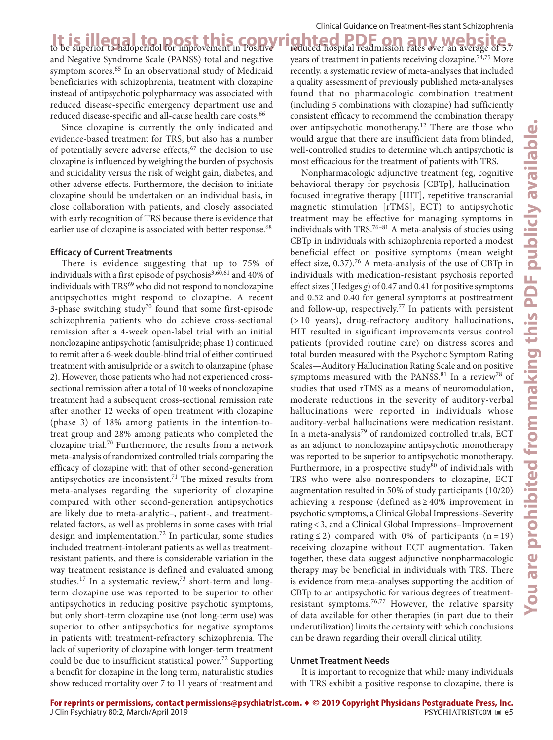to be superior to haloperidol for improvement in Positive and Negative Syndrome Scale (PANSS) total and negative symptom scores.[65] In an observational study of Medicaid beneficiaries with schizophrenia, treatment with clozapine instead of antipsychotic polypharmacy was associated with reduced disease-specific emergency department use and reduced disease-specific and all-cause health care costs.[66]

Since clozapine is currently the only indicated and evidence-based treatment for TRS, but also has a number of potentially severe adverse effects,[67] the decision to use clozapine is influenced by weighing the burden of psychosis and suicidality versus the risk of weight gain, diabetes, and other adverse effects. Furthermore, the decision to initiate clozapine should be undertaken on an individual basis, in close collaboration with patients, and closely associated with early recognition of TRS because there is evidence that earlier use of clozapine is associated with better response.[68]

#### Efficacy of Current Treatments

There is evidence suggesting that up to 75% of individuals with a first episode of psychosis[3,60,61] and 40% of individuals with TRS[69] who did not respond to nonclozapine antipsychotics might respond to clozapine. A recent 3-phase switching study[70] found that some first-episode schizophrenia patients who do achieve cross-sectional remission after a 4-week open-label trial with an initial nonclozapine antipsychotic (amisulpride; phase 1) continued to remit after a 6-week double-blind trial of either continued treatment with amisulpride or a switch to olanzapine (phase 2). However, those patients who had not experienced cross-sectional remission after a total of 10 weeks of nonclozapine treatment had a subsequent cross-sectional remission rate after another 12 weeks of open treatment with clozapine (phase 3) of 18% among patients in the intention-to-treat group and 28% among patients who completed the clozapine trial.[70] Furthermore, the results from a network meta-analysis of randomized controlled trials comparing the efficacy of clozapine with that of other second-generation antipsychotics are inconsistent.[71] The mixed results from meta-analyses regarding the superiority of clozapine compared with other second-generation antipsychotics are likely due to meta-analytic–, patient-, and treatment-related factors, as well as problems in some cases with trial design and implementation.[72] In particular, some studies included treatment-intolerant patients as well as treatment-resistant patients, and there is considerable variation in the way treatment resistance is defined and evaluated among studies.[17] In a systematic review,[73] short-term and long-term clozapine use was reported to be superior to other antipsychotics in reducing positive psychotic symptoms, but only short-term clozapine use (not long-term use) was superior to other antipsychotics for negative symptoms in patients with treatment-refractory schizophrenia. The lack of superiority of clozapine with longer-term treatment could be due to insufficient statistical power.[72] Supporting a benefit for clozapine in the long term, naturalistic studies show reduced mortality over 7 to 11 years of treatment and reduced hospital readmission rates over an average of 5.7 years of treatment in patients receiving clozapine.[74,75] More recently, a systematic review of meta-analyses that included a quality assessment of previously published meta-analyses found that no pharmacologic combination treatment (including 5 combinations with clozapine) had sufficiently consistent efficacy to recommend the combination therapy over antipsychotic monotherapy.[12] There are those who would argue that there are insufficient data from blinded, well-controlled studies to determine which antipsychotic is most efficacious for the treatment of patients with TRS.

Nonpharmacologic adjunctive treatment (eg, cognitive behavioral therapy for psychosis [CBTp], hallucination-focused integrative therapy [HIT], repetitive transcranial magnetic stimulation [rTMS], ECT) to antipsychotic treatment may be effective for managing symptoms in individuals with TRS.[76–81] A meta-analysis of studies using CBTp in individuals with schizophrenia reported a modest beneficial effect on positive symptoms (mean weight effect size, 0.37).[76] A meta-analysis of the use of CBTp in individuals with medication-resistant psychosis reported effect sizes (Hedges *g*) of 0.47 and 0.41 for positive symptoms and 0.52 and 0.40 for general symptoms at posttreatment and follow-up, respectively.[77] In patients with persistent (> 10 years), drug-refractory auditory hallucinations, HIT resulted in significant improvements versus control patients (provided routine care) on distress scores and total burden measured with the Psychotic Symptom Rating Scales—Auditory Hallucination Rating Scale and on positive symptoms measured with the PANSS.[81] In a review[78] of studies that used rTMS as a means of neuromodulation, moderate reductions in the severity of auditory-verbal hallucinations were reported in individuals whose auditory-verbal hallucinations were medication resistant. In a meta-analysis[79] of randomized controlled trials, ECT as an adjunct to nonclozapine antipsychotic monotherapy was reported to be superior to antipsychotic monotherapy. Furthermore, in a prospective study[80] of individuals with TRS who were also nonresponders to clozapine, ECT augmentation resulted in 50% of study participants (10/20) achieving a response (defined as ≥ 40% improvement in psychotic symptoms, a Clinical Global Impressions–Severity rating < 3, and a Clinical Global Impressions–Improvement rating ≤ 2) compared with 0% of participants (n = 19) receiving clozapine without ECT augmentation. Taken together, these data suggest adjunctive nonpharmacologic therapy may be beneficial in individuals with TRS. There is evidence from meta-analyses supporting the addition of CBTp to an antipsychotic for various degrees of treatment-resistant symptoms.[76,77] However, the relative sparsity of data available for other therapies (in part due to their underutilization) limits the certainty with which conclusions can be drawn regarding their overall clinical utility.

#### Unmet Treatment Needs

It is important to recognize that while many individuals with TRS exhibit a positive response to clozapine, there is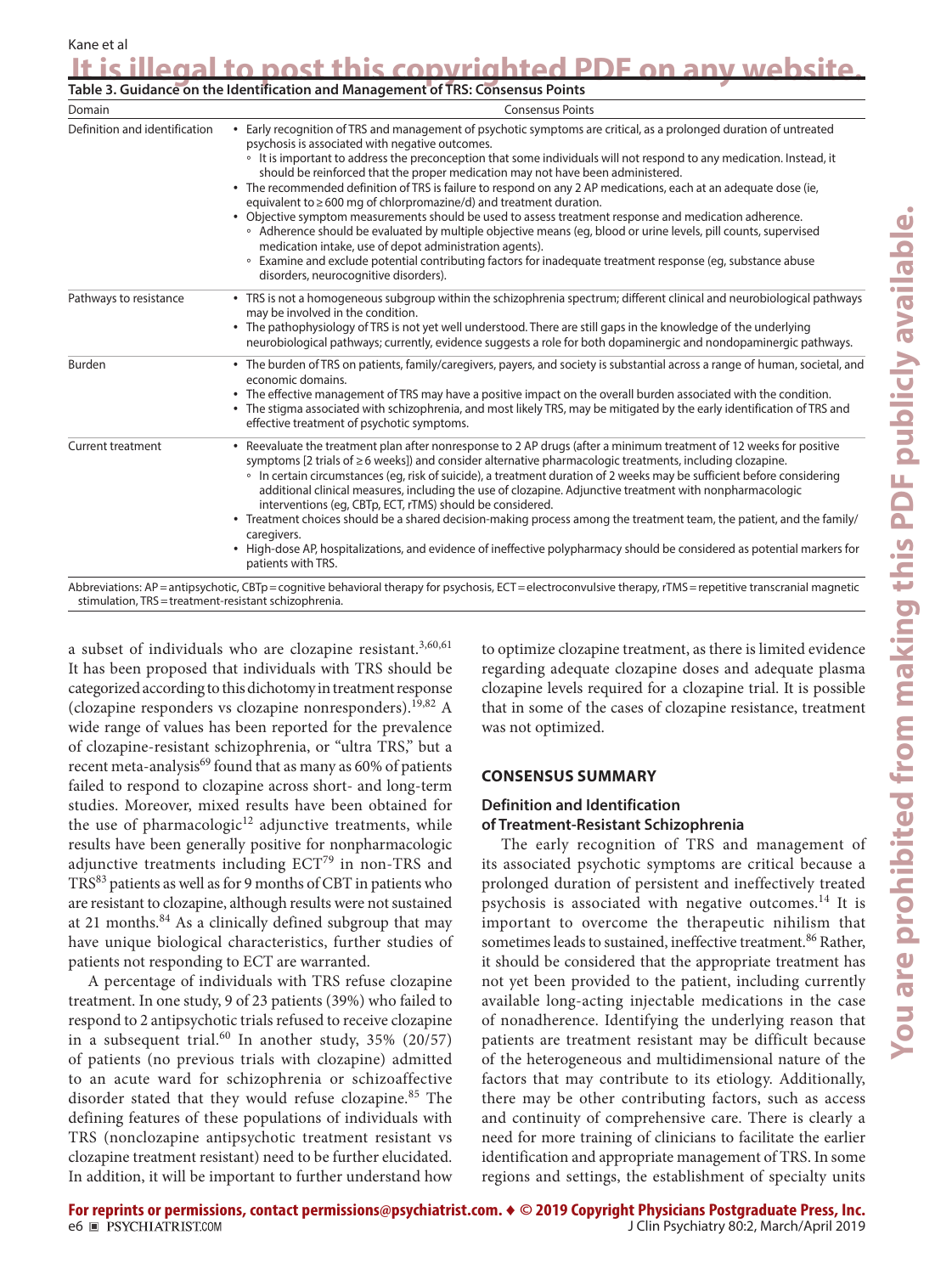**Table 3. Guidance on the Identification and Management of TRS: Consensus Points**

| Domain | Consensus Points |
|---|---|
| Definition and identification | • Early recognition of TRS and management of psychotic symptoms are critical, as a prolonged duration of untreated psychosis is associated with negative outcomes.<br>◦ It is important to address the preconception that some individuals will not respond to any medication. Instead, it should be reinforced that the proper medication may not have been administered.<br>• The recommended definition of TRS is failure to respond on any 2 AP medications, each at an adequate dose (ie, equivalent to ≥ 600 mg of chlorpromazine/d) and treatment duration.<br>• Objective symptom measurements should be used to assess treatment response and medication adherence.<br>◦ Adherence should be evaluated by multiple objective means (eg, blood or urine levels, pill counts, supervised medication intake, use of depot administration agents).<br>◦ Examine and exclude potential contributing factors for inadequate treatment response (eg, substance abuse disorders, neurocognitive disorders). |
| Pathways to resistance | • TRS is not a homogeneous subgroup within the schizophrenia spectrum; different clinical and neurobiological pathways may be involved in the condition.<br>• The pathophysiology of TRS is not yet well understood. There are still gaps in the knowledge of the underlying neurobiological pathways; currently, evidence suggests a role for both dopaminergic and nondopaminergic pathways. |
| Burden | • The burden of TRS on patients, family/caregivers, payers, and society is substantial across a range of human, societal, and economic domains.<br>• The effective management of TRS may have a positive impact on the overall burden associated with the condition.<br>• The stigma associated with schizophrenia, and most likely TRS, may be mitigated by the early identification of TRS and effective treatment of psychotic symptoms. |
| Current treatment | • Reevaluate the treatment plan after nonresponse to 2 AP drugs (after a minimum treatment of 12 weeks for positive symptoms [2 trials of ≥ 6 weeks]) and consider alternative pharmacologic treatments, including clozapine.<br>◦ In certain circumstances (eg, risk of suicide), a treatment duration of 2 weeks may be sufficient before considering additional clinical measures, including the use of clozapine. Adjunctive treatment with nonpharmacologic interventions (eg, CBTp, ECT, rTMS) should be considered.<br>• Treatment choices should be a shared decision-making process among the treatment team, the patient, and the family/caregivers.<br>• High-dose AP, hospitalizations, and evidence of ineffective polypharmacy should be considered as potential markers for patients with TRS. |

Abbreviations: AP = antipsychotic, CBTp = cognitive behavioral therapy for psychosis, ECT = electroconvulsive therapy, rTMS = repetitive transcranial magnetic stimulation, TRS = treatment-resistant schizophrenia.

a subset of individuals who are clozapine resistant.[3,60,61] It has been proposed that individuals with TRS should be categorized according to this dichotomy in treatment response (clozapine responders vs clozapine nonresponders).[19,82] A wide range of values has been reported for the prevalence of clozapine-resistant schizophrenia, or "ultra TRS," but a recent meta-analysis[69] found that as many as 60% of patients failed to respond to clozapine across short- and long-term studies. Moreover, mixed results have been obtained for the use of pharmacologic[12] adjunctive treatments, while results have been generally positive for nonpharmacologic adjunctive treatments including ECT[79] in non-TRS and TRS[83] patients as well as for 9 months of CBT in patients who are resistant to clozapine, although results were not sustained at 21 months.[84] As a clinically defined subgroup that may have unique biological characteristics, further studies of patients not responding to ECT are warranted.

A percentage of individuals with TRS refuse clozapine treatment. In one study, 9 of 23 patients (39%) who failed to respond to 2 antipsychotic trials refused to receive clozapine in a subsequent trial.[60] In another study, 35% (20/57) of patients (no previous trials with clozapine) admitted to an acute ward for schizophrenia or schizoaffective disorder stated that they would refuse clozapine.[85] The defining features of these populations of individuals with TRS (nonclozapine antipsychotic treatment resistant vs clozapine treatment resistant) need to be further elucidated. In addition, it will be important to further understand how to optimize clozapine treatment, as there is limited evidence regarding adequate clozapine doses and adequate plasma clozapine levels required for a clozapine trial. It is possible that in some of the cases of clozapine resistance, treatment was not optimized.

## CONSENSUS SUMMARY

### Definition and Identification of Treatment-Resistant Schizophrenia

The early recognition of TRS and management of its associated psychotic symptoms are critical because a prolonged duration of persistent and ineffectively treated psychosis is associated with negative outcomes.[14] It is important to overcome the therapeutic nihilism that sometimes leads to sustained, ineffective treatment.[86] Rather, it should be considered that the appropriate treatment has not yet been provided to the patient, including currently available long-acting injectable medications in the case of nonadherence. Identifying the underlying reason that patients are treatment resistant may be difficult because of the heterogeneous and multidimensional nature of the factors that may contribute to its etiology. Additionally, there may be other contributing factors, such as access and continuity of comprehensive care. There is clearly a need for more training of clinicians to facilitate the earlier identification and appropriate management of TRS. In some regions and settings, the establishment of specialty units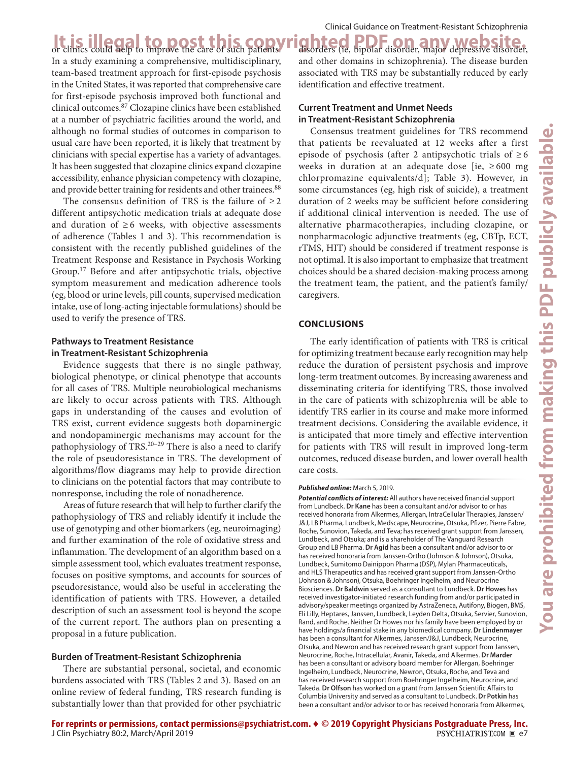or clinics could help to improve the care of such patients. In a study examining a comprehensive, multidisciplinary, team-based treatment approach for first-episode psychosis in the United States, it was reported that comprehensive care for first-episode psychosis improved both functional and clinical outcomes.[87] Clozapine clinics have been established at a number of psychiatric facilities around the world, and although no formal studies of outcomes in comparison to usual care have been reported, it is likely that treatment by clinicians with special expertise has a variety of advantages. It has been suggested that clozapine clinics expand clozapine accessibility, enhance physician competency with clozapine, and provide better training for residents and other trainees.[88]

The consensus definition of TRS is the failure of ≥ 2 different antipsychotic medication trials at adequate dose and duration of ≥ 6 weeks, with objective assessments of adherence (Tables 1 and 3). This recommendation is consistent with the recently published guidelines of the Treatment Response and Resistance in Psychosis Working Group.[17] Before and after antipsychotic trials, objective symptom measurement and medication adherence tools (eg, blood or urine levels, pill counts, supervised medication intake, use of long-acting injectable formulations) should be used to verify the presence of TRS.

### Pathways to Treatment Resistance in Treatment-Resistant Schizophrenia

Evidence suggests that there is no single pathway, biological phenotype, or clinical phenotype that accounts for all cases of TRS. Multiple neurobiological mechanisms are likely to occur across patients with TRS. Although gaps in understanding of the causes and evolution of TRS exist, current evidence suggests both dopaminergic and nondopaminergic mechanisms may account for the pathophysiology of TRS.[20–29] There is also a need to clarify the role of pseudoresistance in TRS. The development of algorithms/flow diagrams may help to provide direction to clinicians on the potential factors that may contribute to nonresponse, including the role of nonadherence.

Areas of future research that will help to further clarify the pathophysiology of TRS and reliably identify it include the use of genotyping and other biomarkers (eg, neuroimaging) and further examination of the role of oxidative stress and inflammation. The development of an algorithm based on a simple assessment tool, which evaluates treatment response, focuses on positive symptoms, and accounts for sources of pseudoresistance, would also be useful in accelerating the identification of patients with TRS. However, a detailed description of such an assessment tool is beyond the scope of the current report. The authors plan on presenting a proposal in a future publication.

### Burden of Treatment-Resistant Schizophrenia

There are substantial personal, societal, and economic burdens associated with TRS (Tables 2 and 3). Based on an online review of federal funding, TRS research funding is substantially lower than that provided for other psychiatric disorders (ie, bipolar disorder, major depressive disorder, and other domains in schizophrenia). The disease burden associated with TRS may be substantially reduced by early identification and effective treatment.

### Current Treatment and Unmet Needs in Treatment-Resistant Schizophrenia

Consensus treatment guidelines for TRS recommend that patients be reevaluated at 12 weeks after a first episode of psychosis (after 2 antipsychotic trials of ≥ 6 weeks in duration at an adequate dose [ie, ≥ 600 mg chlorpromazine equivalents/d]; Table 3). However, in some circumstances (eg, high risk of suicide), a treatment duration of 2 weeks may be sufficient before considering if additional clinical intervention is needed. The use of alternative pharmacotherapies, including clozapine, or nonpharmacologic adjunctive treatments (eg, CBTp, ECT, rTMS, HIT) should be considered if treatment response is not optimal. It is also important to emphasize that treatment choices should be a shared decision-making process among the treatment team, the patient, and the patient's family/caregivers.

## CONCLUSIONS

The early identification of patients with TRS is critical for optimizing treatment because early recognition may help reduce the duration of persistent psychosis and improve long-term treatment outcomes. By increasing awareness and disseminating criteria for identifying TRS, those involved in the care of patients with schizophrenia will be able to identify TRS earlier in its course and make more informed treatment decisions. Considering the available evidence, it is anticipated that more timely and effective intervention for patients with TRS will result in improved long-term outcomes, reduced disease burden, and lower overall health care costs.

***Published online:*** March 5, 2019.

***Potential conflicts of interest:*** All authors have received financial support from Lundbeck. **Dr Kane** has been a consultant and/or advisor to or has received honoraria from Alkermes, Allergan, IntraCellular Therapies, Janssen/J&J, LB Pharma, Lundbeck, Medscape, Neurocrine, Otsuka, Pfizer, Pierre Fabre, Roche, Sunovion, Takeda, and Teva; has received grant support from Janssen, Lundbeck, and Otsuka; and is a shareholder of The Vanguard Research Group and LB Pharma. **Dr Agid** has been a consultant and/or advisor to or has received honoraria from Janssen-Ortho (Johnson & Johnson), Otsuka, Lundbeck, Sumitomo Dainippon Pharma (DSP), Mylan Pharmaceuticals, and HLS Therapeutics and has received grant support from Janssen-Ortho (Johnson & Johnson), Otsuka, Boehringer Ingelheim, and Neurocrine Biosciences. **Dr Baldwin** served as a consultant to Lundbeck. **Dr Howes** has received investigator-initiated research funding from and/or participated in advisory/speaker meetings organized by AstraZeneca, Autifony, Biogen, BMS, Eli Lilly, Heptares, Janssen, Lundbeck, Leyden Delta, Otsuka, Servier, Sunovion, Rand, and Roche. Neither Dr Howes nor his family have been employed by or have holdings/a financial stake in any biomedical company. **Dr Lindenmayer** has been a consultant for Alkermes, Janssen/J&J, Lundbeck, Neurocrine, Otsuka, and Newron and has received research grant support from Janssen, Neurocrine, Roche, Intracellular, Avanir, Takeda, and Alkermes. **Dr Marder** has been a consultant or advisory board member for Allergan, Boehringer Ingelheim, Lundbeck, Neurocrine, Newron, Otsuka, Roche, and Teva and has received research support from Boehringer Ingelheim, Neurocrine, and Takeda. **Dr Olfson** has worked on a grant from Janssen Scientific Affairs to Columbia University and served as a consultant to Lundbeck. **Dr Potkin** has been a consultant and/or advisor to or has received honoraria from Alkermes,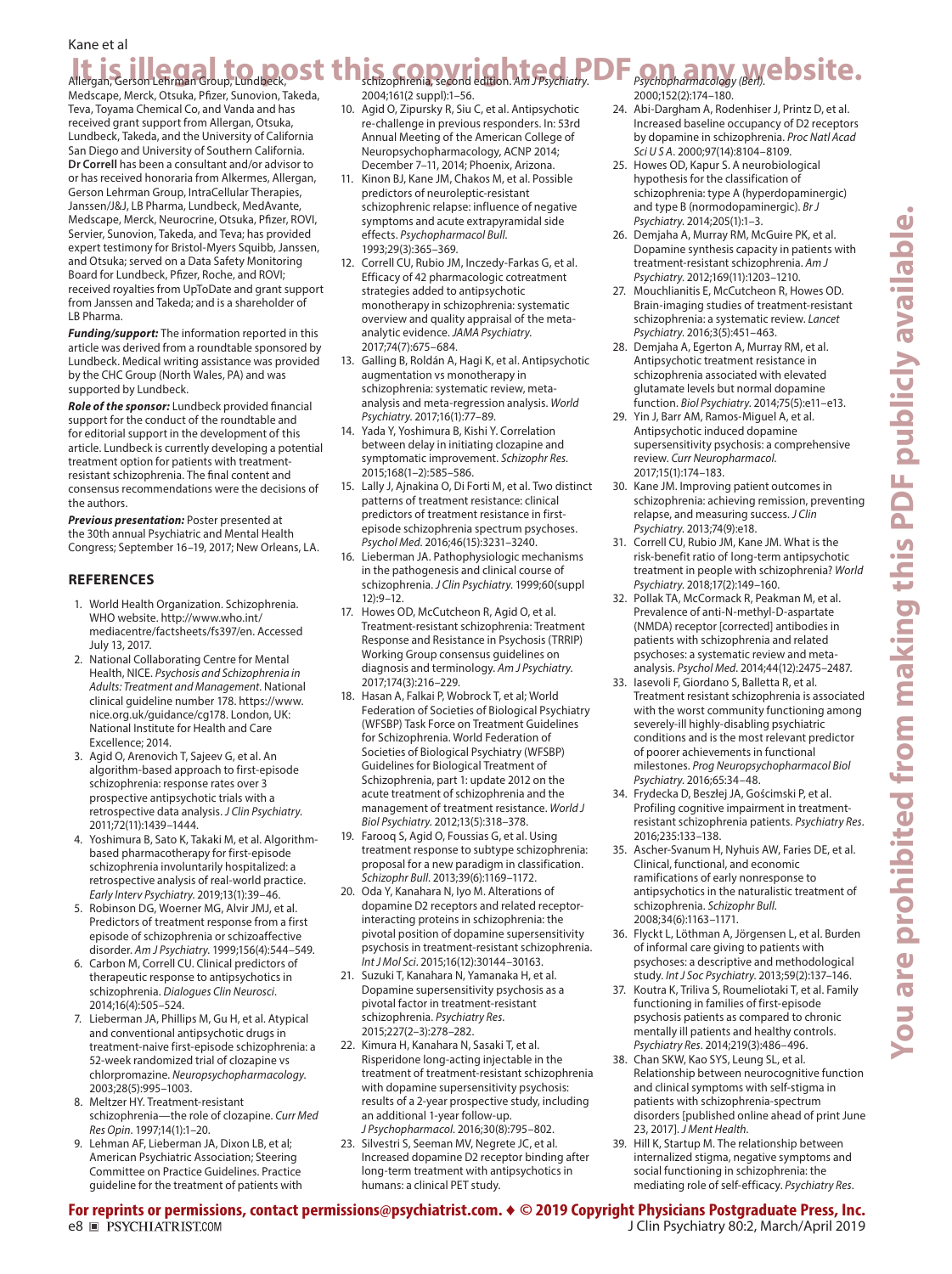Allergan, Gerson Lehrman Group, Lundbeck, Medscape, Merck, Otsuka, Pfizer, Sunovion, Takeda, Teva, Toyama Chemical Co, and Vanda and has received grant support from Allergan, Otsuka, Lundbeck, Takeda, and the University of California San Diego and University of Southern California. **Dr Correll** has been a consultant and/or advisor to or has received honoraria from Alkermes, Allergan, Gerson Lehrman Group, IntraCellular Therapies, Janssen/J&J, LB Pharma, Lundbeck, MedAvante, Medscape, Merck, Neurocrine, Otsuka, Pfizer, ROVI, Servier, Sunovion, Takeda, and Teva; has provided expert testimony for Bristol-Myers Squibb, Janssen, and Otsuka; served on a Data Safety Monitoring Board for Lundbeck, Pfizer, Roche, and ROVI; received royalties from UpToDate and grant support from Janssen and Takeda; and is a shareholder of LB Pharma.

***Funding/support:*** The information reported in this article was derived from a roundtable sponsored by Lundbeck. Medical writing assistance was provided by the CHC Group (North Wales, PA) and was supported by Lundbeck.

***Role of the sponsor:*** Lundbeck provided financial support for the conduct of the roundtable and for editorial support in the development of this article. Lundbeck is currently developing a potential treatment option for patients with treatment-resistant schizophrenia. The final content and consensus recommendations were the decisions of the authors.

***Previous presentation:*** Poster presented at the 30th annual Psychiatric and Mental Health Congress; September 16–19, 2017; New Orleans, LA.

## REFERENCES

1. World Health Organization. Schizophrenia. WHO website. http://www.who.int/mediacentre/factsheets/fs397/en. Accessed July 13, 2017.
2. National Collaborating Centre for Mental Health, NICE. *Psychosis and Schizophrenia in Adults: Treatment and Management*. National clinical guideline number 178. https://www.nice.org.uk/guidance/cg178. London, UK: National Institute for Health and Care Excellence; 2014.
3. Agid O, Arenovich T, Sajeev G, et al. An algorithm-based approach to first-episode schizophrenia: response rates over 3 prospective antipsychotic trials with a retrospective data analysis. *J Clin Psychiatry*. 2011;72(11):1439–1444.
4. Yoshimura B, Sato K, Takaki M, et al. Algorithm-based pharmacotherapy for first-episode schizophrenia involuntarily hospitalized: a retrospective analysis of real-world practice. *Early Interv Psychiatry*. 2019;13(1):39–46.
5. Robinson DG, Woerner MG, Alvir JMJ, et al. Predictors of treatment response from a first episode of schizophrenia or schizoaffective disorder. *Am J Psychiatry*. 1999;156(4):544–549.
6. Carbon M, Correll CU. Clinical predictors of therapeutic response to antipsychotics in schizophrenia. *Dialogues Clin Neurosci*. 2014;16(4):505–524.
7. Lieberman JA, Phillips M, Gu H, et al. Atypical and conventional antipsychotic drugs in treatment-naive first-episode schizophrenia: a 52-week randomized trial of clozapine vs chlorpromazine. *Neuropsychopharmacology*. 2003;28(5):995–1003.
8. Meltzer HY. Treatment-resistant schizophrenia—the role of clozapine. *Curr Med Res Opin*. 1997;14(1):1–20.
9. Lehman AF, Lieberman JA, Dixon LB, et al; American Psychiatric Association; Steering Committee on Practice Guidelines. Practice guideline for the treatment of patients with schizophrenia, second edition. *Am J Psychiatry*. 2004;161(2 suppl):1–56.
10. Agid O, Zipursky R, Siu C, et al. Antipsychotic re-challenge in previous responders. In: 53rd Annual Meeting of the American College of Neuropsychopharmacology, ACNP 2014; December 7–11, 2014; Phoenix, Arizona.
11. Kinon BJ, Kane JM, Chakos M, et al. Possible predictors of neuroleptic-resistant schizophrenic relapse: influence of negative symptoms and acute extrapyramidal side effects. *Psychopharmacol Bull*. 1993;29(3):365–369.
12. Correll CU, Rubio JM, Inczedy-Farkas G, et al. Efficacy of 42 pharmacologic cotreatment strategies added to antipsychotic monotherapy in schizophrenia: systematic overview and quality appraisal of the meta-analytic evidence. *JAMA Psychiatry*. 2017;74(7):675–684.
13. Galling B, Roldán A, Hagi K, et al. Antipsychotic augmentation vs monotherapy in schizophrenia: systematic review, meta-analysis and meta-regression analysis. *World Psychiatry*. 2017;16(1):77–89.
14. Yada Y, Yoshimura B, Kishi Y. Correlation between delay in initiating clozapine and symptomatic improvement. *Schizophr Res*. 2015;168(1–2):585–586.
15. Lally J, Ajnakina O, Di Forti M, et al. Two distinct patterns of treatment resistance: clinical predictors of treatment resistance in first-episode schizophrenia spectrum psychoses. *Psychol Med*. 2016;46(15):3231–3240.
16. Lieberman JA. Pathophysiologic mechanisms in the pathogenesis and clinical course of schizophrenia. *J Clin Psychiatry*. 1999;60(suppl 12):9–12.
17. Howes OD, McCutcheon R, Agid O, et al. Treatment-resistant schizophrenia: Treatment Response and Resistance in Psychosis (TRRIP) Working Group consensus guidelines on diagnosis and terminology. *Am J Psychiatry*. 2017;174(3):216–229.
18. Hasan A, Falkai P, Wobrock T, et al; World Federation of Societies of Biological Psychiatry (WFSBP) Task Force on Treatment Guidelines for Schizophrenia. World Federation of Societies of Biological Psychiatry (WFSBP) Guidelines for Biological Treatment of Schizophrenia, part 1: update 2012 on the acute treatment of schizophrenia and the management of treatment resistance. *World J Biol Psychiatry*. 2012;13(5):318–378.
19. Farooq S, Agid O, Foussias G, et al. Using treatment response to subtype schizophrenia: proposal for a new paradigm in classification. *Schizophr Bull*. 2013;39(6):1169–1172.
20. Oda Y, Kanahara N, Iyo M. Alterations of dopamine D2 receptors and related receptor-interacting proteins in schizophrenia: the pivotal position of dopamine supersensitivity psychosis in treatment-resistant schizophrenia. *Int J Mol Sci*. 2015;16(12):30144–30163.
21. Suzuki T, Kanahara N, Yamanaka H, et al. Dopamine supersensitivity psychosis as a pivotal factor in treatment-resistant schizophrenia. *Psychiatry Res*. 2015;227(2–3):278–282.
22. Kimura H, Kanahara N, Sasaki T, et al. Risperidone long-acting injectable in the treatment of treatment-resistant schizophrenia with dopamine supersensitivity psychosis: results of a 2-year prospective study, including an additional 1-year follow-up. *J Psychopharmacol*. 2016;30(8):795–802.
23. Silvestri S, Seeman MV, Negrete JC, et al. Increased dopamine D2 receptor binding after long-term treatment with antipsychotics in humans: a clinical PET study. *Psychopharmacology (Berl)*. 2000;152(2):174–180.
24. Abi-Dargham A, Rodenhiser J, Printz D, et al. Increased baseline occupancy of D2 receptors by dopamine in schizophrenia. *Proc Natl Acad Sci U S A*. 2000;97(14):8104–8109.
25. Howes OD, Kapur S. A neurobiological hypothesis for the classification of schizophrenia: type A (hyperdopaminergic) and type B (normodopaminergic). *Br J Psychiatry*. 2014;205(1):1–3.
26. Demjaha A, Murray RM, McGuire PK, et al. Dopamine synthesis capacity in patients with treatment-resistant schizophrenia. *Am J Psychiatry*. 2012;169(11):1203–1210.
27. Mouchlianitis E, McCutcheon R, Howes OD. Brain-imaging studies of treatment-resistant schizophrenia: a systematic review. *Lancet Psychiatry*. 2016;3(5):451–463.
28. Demjaha A, Egerton A, Murray RM, et al. Antipsychotic treatment resistance in schizophrenia associated with elevated glutamate levels but normal dopamine function. *Biol Psychiatry*. 2014;75(5):e11–e13.
29. Yin J, Barr AM, Ramos-Miguel A, et al. Antipsychotic induced dopamine supersensitivity psychosis: a comprehensive review. *Curr Neuropharmacol*. 2017;15(1):174–183.
30. Kane JM. Improving patient outcomes in schizophrenia: achieving remission, preventing relapse, and measuring success. *J Clin Psychiatry*. 2013;74(9):e18.
31. Correll CU, Rubio JM, Kane JM. What is the risk-benefit ratio of long-term antipsychotic treatment in people with schizophrenia? *World Psychiatry*. 2018;17(2):149–160.
32. Pollak TA, McCormack R, Peakman M, et al. Prevalence of anti-N-methyl-D-aspartate (NMDA) receptor [corrected] antibodies in patients with schizophrenia and related psychoses: a systematic review and meta-analysis. *Psychol Med*. 2014;44(12):2475–2487.
33. Iasevoli F, Giordano S, Balletta R, et al. Treatment resistant schizophrenia is associated with the worst community functioning among severely-ill highly-disabling psychiatric conditions and is the most relevant predictor of poorer achievements in functional milestones. *Prog Neuropsychopharmacol Biol Psychiatry*. 2016;65:34–48.
34. Frydecka D, Beszłej JA, Gościmski P, et al. Profiling cognitive impairment in treatment-resistant schizophrenia patients. *Psychiatry Res*. 2016;235:133–138.
35. Ascher-Svanum H, Nyhuis AW, Faries DE, et al. Clinical, functional, and economic ramifications of early nonresponse to antipsychotics in the naturalistic treatment of schizophrenia. *Schizophr Bull*. 2008;34(6):1163–1171.
36. Flyckt L, Löthman A, Jörgensen L, et al. Burden of informal care giving to patients with psychoses: a descriptive and methodological study. *Int J Soc Psychiatry*. 2013;59(2):137–146.
37. Koutra K, Triliva S, Roumeliotaki T, et al. Family functioning in families of first-episode psychosis patients as compared to chronic mentally ill patients and healthy controls. *Psychiatry Res*. 2014;219(3):486–496.
38. Chan SKW, Kao SYS, Leung SL, et al. Relationship between neurocognitive function and clinical symptoms with self-stigma in patients with schizophrenia-spectrum disorders [published online ahead of print June 23, 2017]. *J Ment Health*.
39. Hill K, Startup M. The relationship between internalized stigma, negative symptoms and social functioning in schizophrenia: the mediating role of self-efficacy. *Psychiatry Res*.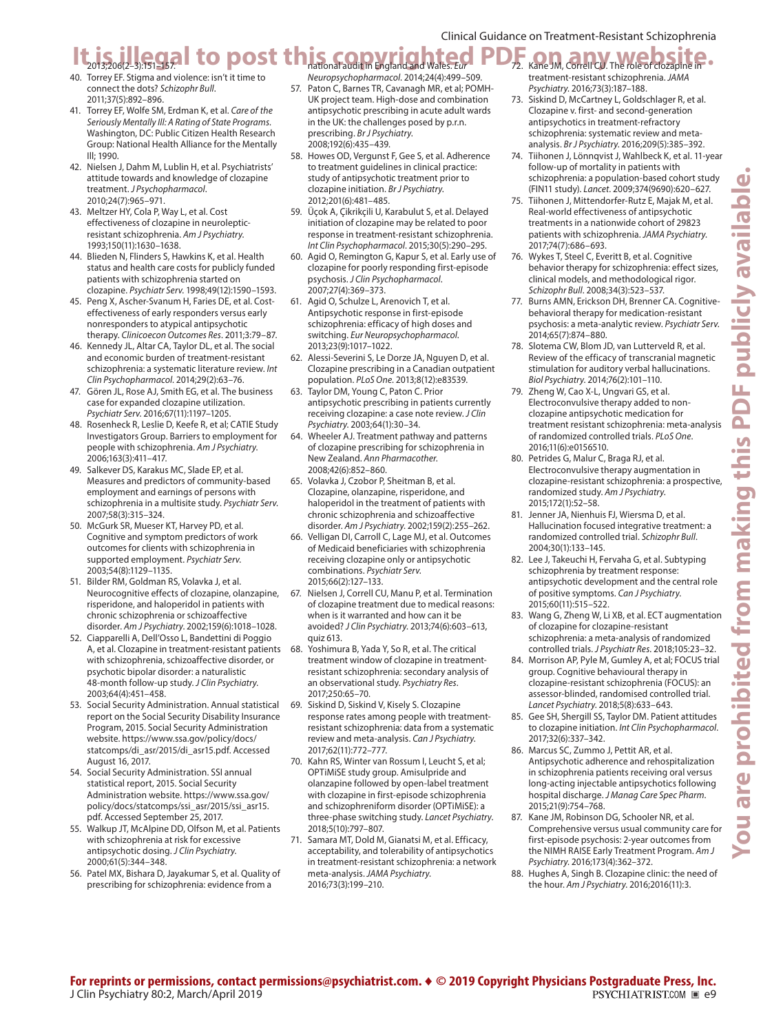2013;206(2–3):151–157.

40. Torrey EF. Stigma and violence: isn't it time to connect the dots? *Schizophr Bull*. 2011;37(5):892–896.
41. Torrey EF, Wolfe SM, Erdman K, et al. *Care of the Seriously Mentally Ill: A Rating of State Programs*. Washington, DC: Public Citizen Health Research Group: National Health Alliance for the Mentally Ill; 1990.
42. Nielsen J, Dahm M, Lublin H, et al. Psychiatrists' attitude towards and knowledge of clozapine treatment. *J Psychopharmacol*. 2010;24(7):965–971.
43. Meltzer HY, Cola P, Way L, et al. Cost effectiveness of clozapine in neuroleptic-resistant schizophrenia. *Am J Psychiatry*. 1993;150(11):1630–1638.
44. Blieden N, Flinders S, Hawkins K, et al. Health status and health care costs for publicly funded patients with schizophrenia started on clozapine. *Psychiatr Serv*. 1998;49(12):1590–1593.
45. Peng X, Ascher-Svanum H, Faries DE, et al. Cost-effectiveness of early responders versus early nonresponders to atypical antipsychotic therapy. *Clinicoecon Outcomes Res*. 2011;3:79–87.
46. Kennedy JL, Altar CA, Taylor DL, et al. The social and economic burden of treatment-resistant schizophrenia: a systematic literature review. *Int Clin Psychopharmacol*. 2014;29(2):63–76.
47. Gören JL, Rose AJ, Smith EG, et al. The business case for expanded clozapine utilization. *Psychiatr Serv*. 2016;67(11):1197–1205.
48. Rosenheck R, Leslie D, Keefe R, et al; CATIE Study Investigators Group. Barriers to employment for people with schizophrenia. *Am J Psychiatry*. 2006;163(3):411–417.
49. Salkever DS, Karakus MC, Slade EP, et al. Measures and predictors of community-based employment and earnings of persons with schizophrenia in a multisite study. *Psychiatr Serv*. 2007;58(3):315–324.
50. McGurk SR, Mueser KT, Harvey PD, et al. Cognitive and symptom predictors of work outcomes for clients with schizophrenia in supported employment. *Psychiatr Serv*. 2003;54(8):1129–1135.
51. Bilder RM, Goldman RS, Volavka J, et al. Neurocognitive effects of clozapine, olanzapine, risperidone, and haloperidol in patients with chronic schizophrenia or schizoaffective disorder. *Am J Psychiatry*. 2002;159(6):1018–1028.
52. Ciapparelli A, Dell'Osso L, Bandettini di Poggio A, et al. Clozapine in treatment-resistant patients with schizophrenia, schizoaffective disorder, or psychotic bipolar disorder: a naturalistic 48-month follow-up study. *J Clin Psychiatry*. 2003;64(4):451–458.
53. Social Security Administration. Annual statistical report on the Social Security Disability Insurance Program, 2015. Social Security Administration website. https://www.ssa.gov/policy/docs/statcomps/di_asr/2015/di_asr15.pdf. Accessed August 16, 2017.
54. Social Security Administration. SSI annual statistical report, 2015. Social Security Administration website. https://www.ssa.gov/policy/docs/statcomps/ssi_asr/2015/ssi_asr15.pdf. Accessed September 25, 2017.
55. Walkup JT, McAlpine DD, Olfson M, et al. Patients with schizophrenia at risk for excessive antipsychotic dosing. *J Clin Psychiatry*. 2000;61(5):344–348.
56. Patel MX, Bishara D, Jayakumar S, et al. Quality of prescribing for schizophrenia: evidence from a national audit in England and Wales. *Eur Neuropsychopharmacol*. 2014;24(4):499–509.
57. Paton C, Barnes TR, Cavanagh MR, et al; POMH-UK project team. High-dose and combination antipsychotic prescribing in acute adult wards in the UK: the challenges posed by p.r.n. prescribing. *Br J Psychiatry*. 2008;192(6):435–439.
58. Howes OD, Vergunst F, Gee S, et al. Adherence to treatment guidelines in clinical practice: study of antipsychotic treatment prior to clozapine initiation. *Br J Psychiatry*. 2012;201(6):481–485.
59. Üçok A, Çikrikçili U, Karabulut S, et al. Delayed initiation of clozapine may be related to poor response in treatment-resistant schizophrenia. *Int Clin Psychopharmacol*. 2015;30(5):290–295.
60. Agid O, Remington G, Kapur S, et al. Early use of clozapine for poorly responding first-episode psychosis. *J Clin Psychopharmacol*. 2007;27(4):369–373.
61. Agid O, Schulze L, Arenovich T, et al. Antipsychotic response in first-episode schizophrenia: efficacy of high doses and switching. *Eur Neuropsychopharmacol*. 2013;23(9):1017–1022.
62. Alessi-Severini S, Le Dorze JA, Nguyen D, et al. Clozapine prescribing in a Canadian outpatient population. *PLoS One*. 2013;8(12):e83539.
63. Taylor DM, Young C, Paton C. Prior antipsychotic prescribing in patients currently receiving clozapine: a case note review. *J Clin Psychiatry*. 2003;64(1):30–34.
64. Wheeler AJ. Treatment pathway and patterns of clozapine prescribing for schizophrenia in New Zealand. *Ann Pharmacother*. 2008;42(6):852–860.
65. Volavka J, Czobor P, Sheitman B, et al. Clozapine, olanzapine, risperidone, and haloperidol in the treatment of patients with chronic schizophrenia and schizoaffective disorder. *Am J Psychiatry*. 2002;159(2):255–262.
66. Velligan DI, Carroll C, Lage MJ, et al. Outcomes of Medicaid beneficiaries with schizophrenia receiving clozapine only or antipsychotic combinations. *Psychiatr Serv*. 2015;66(2):127–133.
67. Nielsen J, Correll CU, Manu P, et al. Termination of clozapine treatment due to medical reasons: when is it warranted and how can it be avoided? *J Clin Psychiatry*. 2013;74(6):603–613, quiz 613.
68. Yoshimura B, Yada Y, So R, et al. The critical treatment window of clozapine in treatment-resistant schizophrenia: secondary analysis of an observational study. *Psychiatry Res*. 2017;250:65–70.
69. Siskind D, Siskind V, Kisely S. Clozapine response rates among people with treatment-resistant schizophrenia: data from a systematic review and meta-analysis. *Can J Psychiatry*. 2017;62(11):772–777.
70. Kahn RS, Winter van Rossum I, Leucht S, et al; OPTiMiSE study group. Amisulpride and olanzapine followed by open-label treatment with clozapine in first-episode schizophrenia and schizophreniform disorder (OPTiMiSE): a three-phase switching study. *Lancet Psychiatry*. 2018;5(10):797–807.
71. Samara MT, Dold M, Gianatsi M, et al. Efficacy, acceptability, and tolerability of antipsychotics in treatment-resistant schizophrenia: a network meta-analysis. *JAMA Psychiatry*. 2016;73(3):199–210.
72. Kane JM, Correll CU. The role of clozapine in treatment-resistant schizophrenia. *JAMA Psychiatry*. 2016;73(3):187–188.
73. Siskind D, McCartney L, Goldschlager R, et al. Clozapine v. first- and second-generation antipsychotics in treatment-refractory schizophrenia: systematic review and meta-analysis. *Br J Psychiatry*. 2016;209(5):385–392.
74. Tiihonen J, Lönnqvist J, Wahlbeck K, et al. 11-year follow-up of mortality in patients with schizophrenia: a population-based cohort study (FIN11 study). *Lancet*. 2009;374(9690):620–627.
75. Tiihonen J, Mittendorfer-Rutz E, Majak M, et al. Real-world effectiveness of antipsychotic treatments in a nationwide cohort of 29823 patients with schizophrenia. *JAMA Psychiatry*. 2017;74(7):686–693.
76. Wykes T, Steel C, Everitt B, et al. Cognitive behavior therapy for schizophrenia: effect sizes, clinical models, and methodological rigor. *Schizophr Bull*. 2008;34(3):523–537.
77. Burns AMN, Erickson DH, Brenner CA. Cognitive-behavioral therapy for medication-resistant psychosis: a meta-analytic review. *Psychiatr Serv*. 2014;65(7):874–880.
78. Slotema CW, Blom JD, van Lutterveld R, et al. Review of the efficacy of transcranial magnetic stimulation for auditory verbal hallucinations. *Biol Psychiatry*. 2014;76(2):101–110.
79. Zheng W, Cao X-L, Ungvari GS, et al. Electroconvulsive therapy added to non-clozapine antipsychotic medication for treatment resistant schizophrenia: meta-analysis of randomized controlled trials. *PLoS One*. 2016;11(6):e0156510.
80. Petrides G, Malur C, Braga RJ, et al. Electroconvulsive therapy augmentation in clozapine-resistant schizophrenia: a prospective, randomized study. *Am J Psychiatry*. 2015;172(1):52–58.
81. Jenner JA, Nienhuis FJ, Wiersma D, et al. Hallucination focused integrative treatment: a randomized controlled trial. *Schizophr Bull*. 2004;30(1):133–145.
82. Lee J, Takeuchi H, Fervaha G, et al. Subtyping schizophrenia by treatment response: antipsychotic development and the central role of positive symptoms. *Can J Psychiatry*. 2015;60(11):515–522.
83. Wang G, Zheng W, Li XB, et al. ECT augmentation of clozapine for clozapine-resistant schizophrenia: a meta-analysis of randomized controlled trials. *J Psychiatr Res*. 2018;105:23–32.
84. Morrison AP, Pyle M, Gumley A, et al; FOCUS trial group. Cognitive behavioural therapy in clozapine-resistant schizophrenia (FOCUS): an assessor-blinded, randomised controlled trial. *Lancet Psychiatry*. 2018;5(8):633–643.
85. Gee SH, Shergill SS, Taylor DM. Patient attitudes to clozapine initiation. *Int Clin Psychopharmacol*. 2017;32(6):337–342.
86. Marcus SC, Zummo J, Pettit AR, et al. Antipsychotic adherence and rehospitalization in schizophrenia patients receiving oral versus long-acting injectable antipsychotics following hospital discharge. *J Manag Care Spec Pharm*. 2015;21(9):754–768.
87. Kane JM, Robinson DG, Schooler NR, et al. Comprehensive versus usual community care for first-episode psychosis: 2-year outcomes from the NIMH RAISE Early Treatment Program. *Am J Psychiatry*. 2016;173(4):362–372.
88. Hughes A, Singh B. Clozapine clinic: the need of the hour. *Am J Psychiatry*. 2016;2016(11):3.